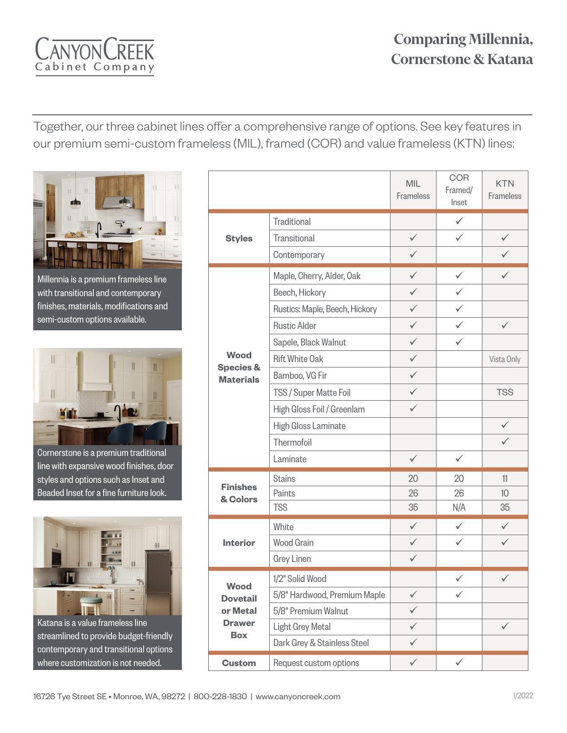# Comparing Millennia, Cornerstone & Katana

CANYON CREEK Cabinet Company

Together, our three cabinet lines offer a comprehensive range of options. See key features in our premium semi-custom frameless (MIL), framed (COR) and value frameless (KTN) lines:

Millennia is a premium frameless line with transitional and contemporary finishes, materials, modifications and semi-custom options available.

Cornerstone is a premium traditional line with expansive wood finishes, door styles and options such as Inset and Beaded Inset for a fine furniture look.

Katana is a value frameless line streamlined to provide budget-friendly contemporary and transitional options where customization is not needed.

| | | MIL Frameless | COR Framed/ Inset | KTN Frameless |
|---|---|---|---|---|
| **Styles** | Traditional | | ✓ | |
| | Transitional | ✓ | ✓ | ✓ |
| | Contemporary | ✓ | | ✓ |
| **Wood Species & Materials** | Maple, Cherry, Alder, Oak | ✓ | ✓ | ✓ |
| | Beech, Hickory | ✓ | ✓ | |
| | Rustics: Maple, Beech, Hickory | ✓ | ✓ | |
| | Rustic Alder | ✓ | ✓ | ✓ |
| | Sapele, Black Walnut | ✓ | ✓ | |
| | Rift White Oak | ✓ | | Vista Only |
| | Bamboo, VG Fir | ✓ | | |
| | TSS / Super Matte Foil | ✓ | | TSS |
| | High Gloss Foil / Greenlam | ✓ | | |
| | High Gloss Laminate | | | ✓ |
| | Thermofoil | | | ✓ |
| | Laminate | ✓ | ✓ | |
| **Finishes & Colors** | Stains | 20 | 20 | 11 |
| | Paints | 26 | 26 | 10 |
| | TSS | 35 | N/A | 35 |
| **Interior** | White | ✓ | ✓ | ✓ |
| | Wood Grain | ✓ | ✓ | ✓ |
| | Grey Linen | ✓ | | |
| **Wood Dovetail or Metal Drawer Box** | 1/2" Solid Wood | | ✓ | ✓ |
| | 5/8" Hardwood, Premium Maple | ✓ | ✓ | |
| | 5/8" Premium Walnut | ✓ | | |
| | Light Grey Metal | ✓ | | ✓ |
| | Dark Grey & Stainless Steel | ✓ | | |
| **Custom** | Request custom options | ✓ | ✓ | |

16726 Tye Street SE • Monroe, WA, 98272 | 800-228-1830 | www.canyoncreek.com

1/2022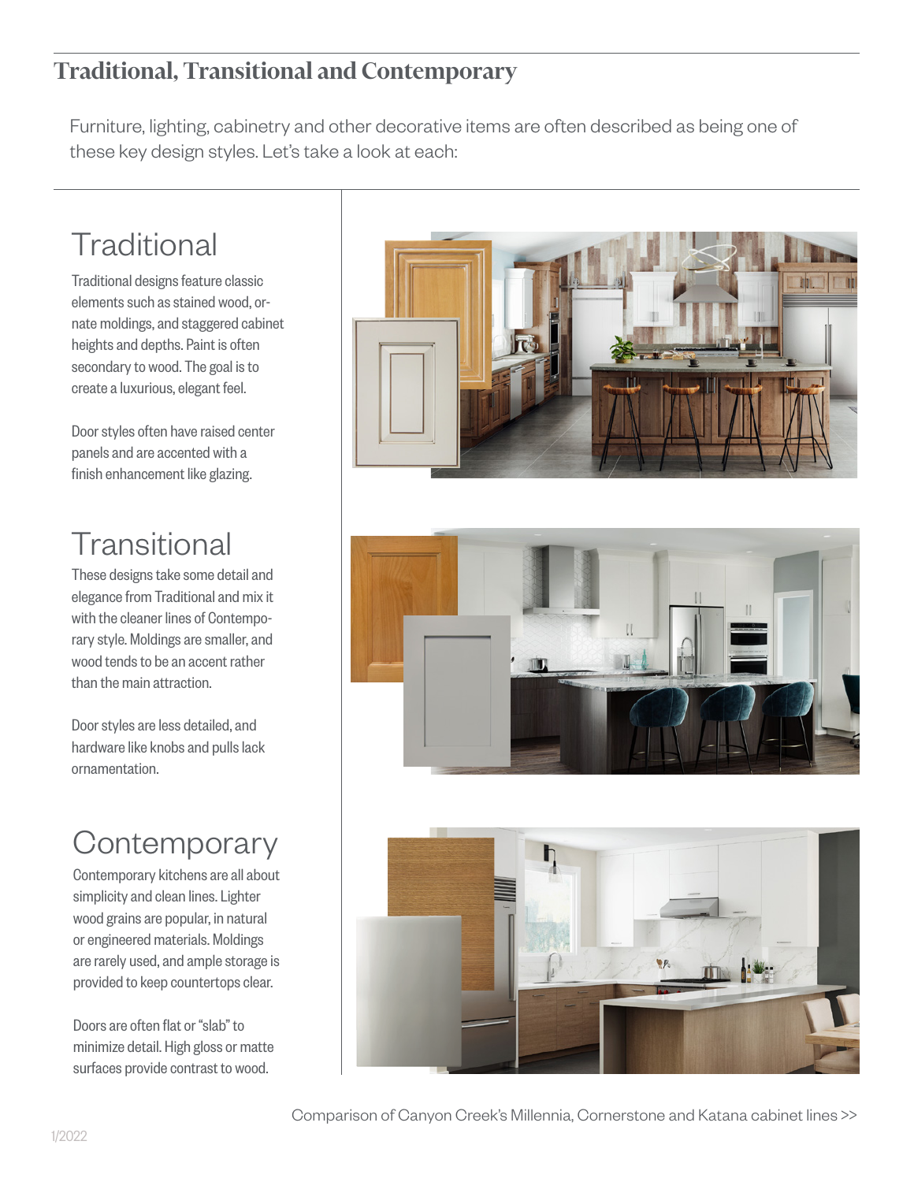## Traditional, Transitional and Contemporary

Furniture, lighting, cabinetry and other decorative items are often described as being one of these key design styles. Let's take a look at each:

### Traditional

Traditional designs feature classic elements such as stained wood, ornate moldings, and staggered cabinet heights and depths. Paint is often secondary to wood. The goal is to create a luxurious, elegant feel.

Door styles often have raised center panels and are accented with a finish enhancement like glazing.

### Transitional

These designs take some detail and elegance from Traditional and mix it with the cleaner lines of Contemporary style. Moldings are smaller, and wood tends to be an accent rather than the main attraction.

Door styles are less detailed, and hardware like knobs and pulls lack ornamentation.

### Contemporary

Contemporary kitchens are all about simplicity and clean lines. Lighter wood grains are popular, in natural or engineered materials. Moldings are rarely used, and ample storage is provided to keep countertops clear.

Doors are often flat or "slab" to minimize detail. High gloss or matte surfaces provide contrast to wood.

Comparison of Canyon Creek's Millennia, Cornerstone and Katana cabinet lines >>

1/2022